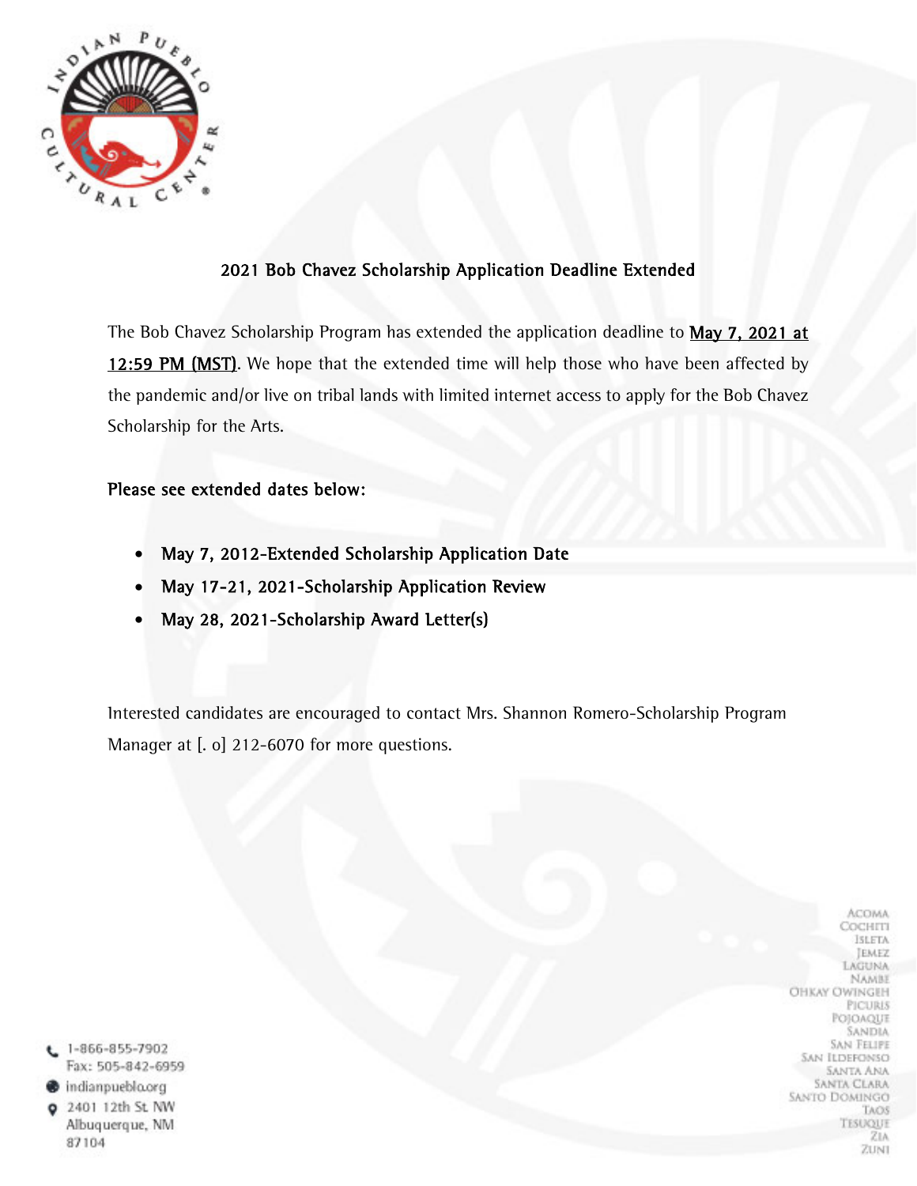## 2021 Bob Chavez Scholarship Application Deadline Extended

The Bob Chavez Scholarship Program has extended the application deadline to **May 7, 2021 at 12:59 PM (MST)**. We hope that the extended time will help those who have been affected by the pandemic and/or live on tribal lands with limited internet access to apply for the Bob Chavez Scholarship for the Arts.

**Please see extended dates below:**

- May 7, 2012-Extended Scholarship Application Date
- May 17-21, 2021-Scholarship Application Review
- May 28, 2021-Scholarship Award Letter(s)

Interested candidates are encouraged to contact Mrs. Shannon Romero-Scholarship Program Manager at [. o] 212-6070 for more questions.

1-866-855-7902
Fax: 505-842-6959
indianpueblo.org
2401 12th St. NW
Albuquerque, NM
87104

Acoma
Cochiti
Isleta
Jemez
Laguna
Nambe
Ohkay Owingeh
Picuris
Pojoaque
Sandia
San Felipe
San Ildefonso
Santa Ana
Santa Clara
Santo Domingo
Taos
Tesuque
Zia
Zuni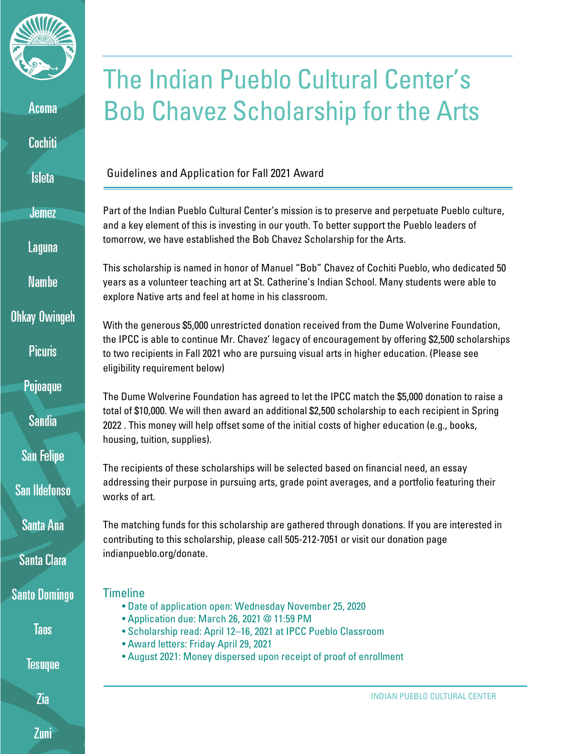Acoma

Cochiti

Isleta

Jemez

Laguna

Nambe

Ohkay Owingeh

Picuris

Pojoaque

Sandia

San Felipe

San Ildefonso

Santa Ana

Santa Clara

Santo Domingo

Taos

Tesuque

Zia

Zuni

# The Indian Pueblo Cultural Center's Bob Chavez Scholarship for the Arts

Guidelines and Application for Fall 2021 Award

Part of the Indian Pueblo Cultural Center's mission is to preserve and perpetuate Pueblo culture, and a key element of this is investing in our youth. To better support the Pueblo leaders of tomorrow, we have established the Bob Chavez Scholarship for the Arts.

This scholarship is named in honor of Manuel "Bob" Chavez of Cochiti Pueblo, who dedicated 50 years as a volunteer teaching art at St. Catherine's Indian School. Many students were able to explore Native arts and feel at home in his classroom.

With the generous $5,000 unrestricted donation received from the Dume Wolverine Foundation, the IPCC is able to continue Mr. Chavez' legacy of encouragement by offering $2,500 scholarships to two recipients in Fall 2021 who are pursuing visual arts in higher education. (Please see eligibility requirement below)

The Dume Wolverine Foundation has agreed to let the IPCC match the $5,000 donation to raise a total of $10,000. We will then award an additional $2,500 scholarship to each recipient in Spring 2022 . This money will help offset some of the initial costs of higher education (e.g., books, housing, tuition, supplies).

The recipients of these scholarships will be selected based on financial need, an essay addressing their purpose in pursuing arts, grade point averages, and a portfolio featuring their works of art.

The matching funds for this scholarship are gathered through donations. If you are interested in contributing to this scholarship, please call 505-212-7051 or visit our donation page indianpueblo.org/donate.

## Timeline

- Date of application open: Wednesday November 25, 2020
- Application due: March 26, 2021 @ 11:59 PM
- Scholarship read: April 12–16, 2021 at IPCC Pueblo Classroom
- Award letters: Friday April 29, 2021
- August 2021: Money dispersed upon receipt of proof of enrollment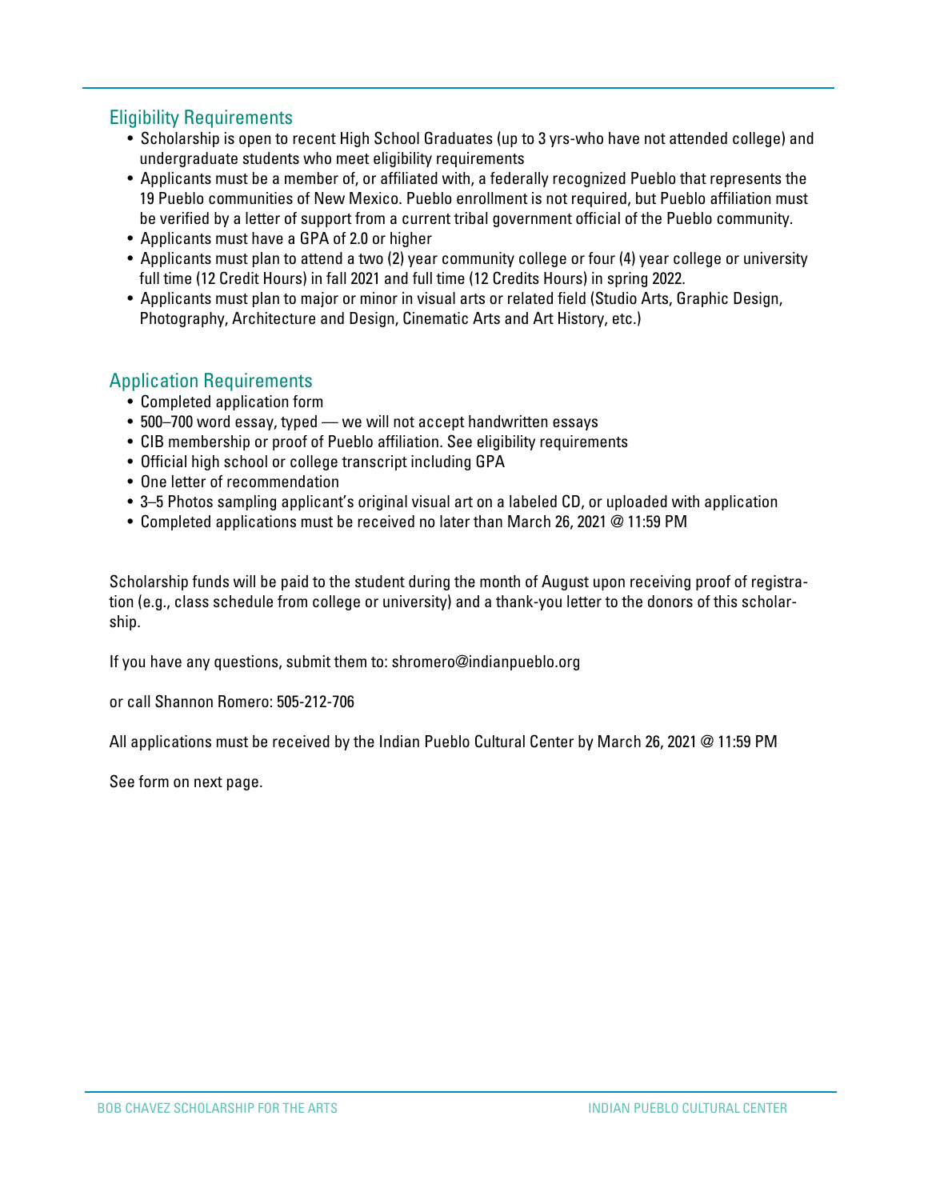## Eligibility Requirements

- Scholarship is open to recent High School Graduates (up to 3 yrs-who have not attended college) and undergraduate students who meet eligibility requirements
- Applicants must be a member of, or affiliated with, a federally recognized Pueblo that represents the 19 Pueblo communities of New Mexico. Pueblo enrollment is not required, but Pueblo affiliation must be verified by a letter of support from a current tribal government official of the Pueblo community.
- Applicants must have a GPA of 2.0 or higher
- Applicants must plan to attend a two (2) year community college or four (4) year college or university full time (12 Credit Hours) in fall 2021 and full time (12 Credits Hours) in spring 2022.
- Applicants must plan to major or minor in visual arts or related field (Studio Arts, Graphic Design, Photography, Architecture and Design, Cinematic Arts and Art History, etc.)

## Application Requirements

- Completed application form
- 500–700 word essay, typed — we will not accept handwritten essays
- CIB membership or proof of Pueblo affiliation. See eligibility requirements
- Official high school or college transcript including GPA
- One letter of recommendation
- 3–5 Photos sampling applicant's original visual art on a labeled CD, or uploaded with application
- Completed applications must be received no later than March 26, 2021 @ 11:59 PM

Scholarship funds will be paid to the student during the month of August upon receiving proof of registration (e.g., class schedule from college or university) and a thank-you letter to the donors of this scholarship.

If you have any questions, submit them to: shromero@indianpueblo.org

or call Shannon Romero: 505-212-706

All applications must be received by the Indian Pueblo Cultural Center by March 26, 2021 @ 11:59 PM

See form on next page.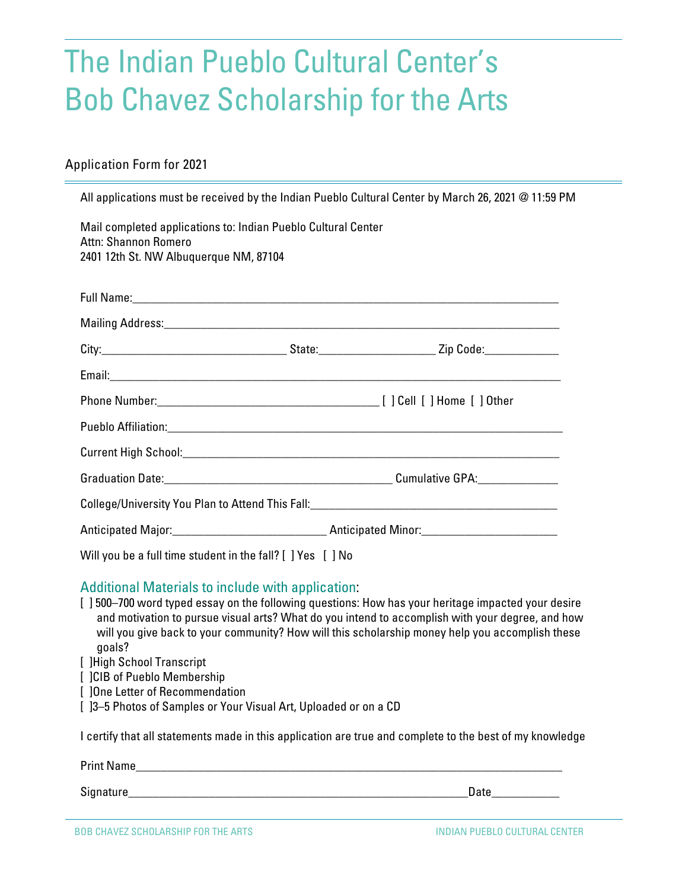# The Indian Pueblo Cultural Center's Bob Chavez Scholarship for the Arts

Application Form for 2021

All applications must be received by the Indian Pueblo Cultural Center by March 26, 2021 @ 11:59 PM

Mail completed applications to: Indian Pueblo Cultural Center
Attn: Shannon Romero
2401 12th St. NW Albuquerque NM, 87104

Full Name:_______________________________________________________________

Mailing Address:__________________________________________________________

City:_________________________ State:_______________ Zip Code:__________

Email:___________________________________________________________________

Phone Number:______________________________ [ ] Cell [ ] Home [ ] Other

Pueblo Affiliation:_______________________________________________________

Current High School:______________________________________________________

Graduation Date:_______________________________ Cumulative GPA:__________

College/University You Plan to Attend This Fall:________________________________

Anticipated Major:____________________ Anticipated Minor:_________________

Will you be a full time student in the fall? [ ] Yes [ ] No

## Additional Materials to include with application:

[ ] 500–700 word typed essay on the following questions: How has your heritage impacted your desire and motivation to pursue visual arts? What do you intend to accomplish with your degree, and how will you give back to your community? How will this scholarship money help you accomplish these goals?
[ ]High School Transcript
[ ]CIB of Pueblo Membership
[ ]One Letter of Recommendation
[ ]3–5 Photos of Samples or Your Visual Art, Uploaded or on a CD

I certify that all statements made in this application are true and complete to the best of my knowledge

Print Name_______________________________________________________________

Signature_____________________________________________Date___________